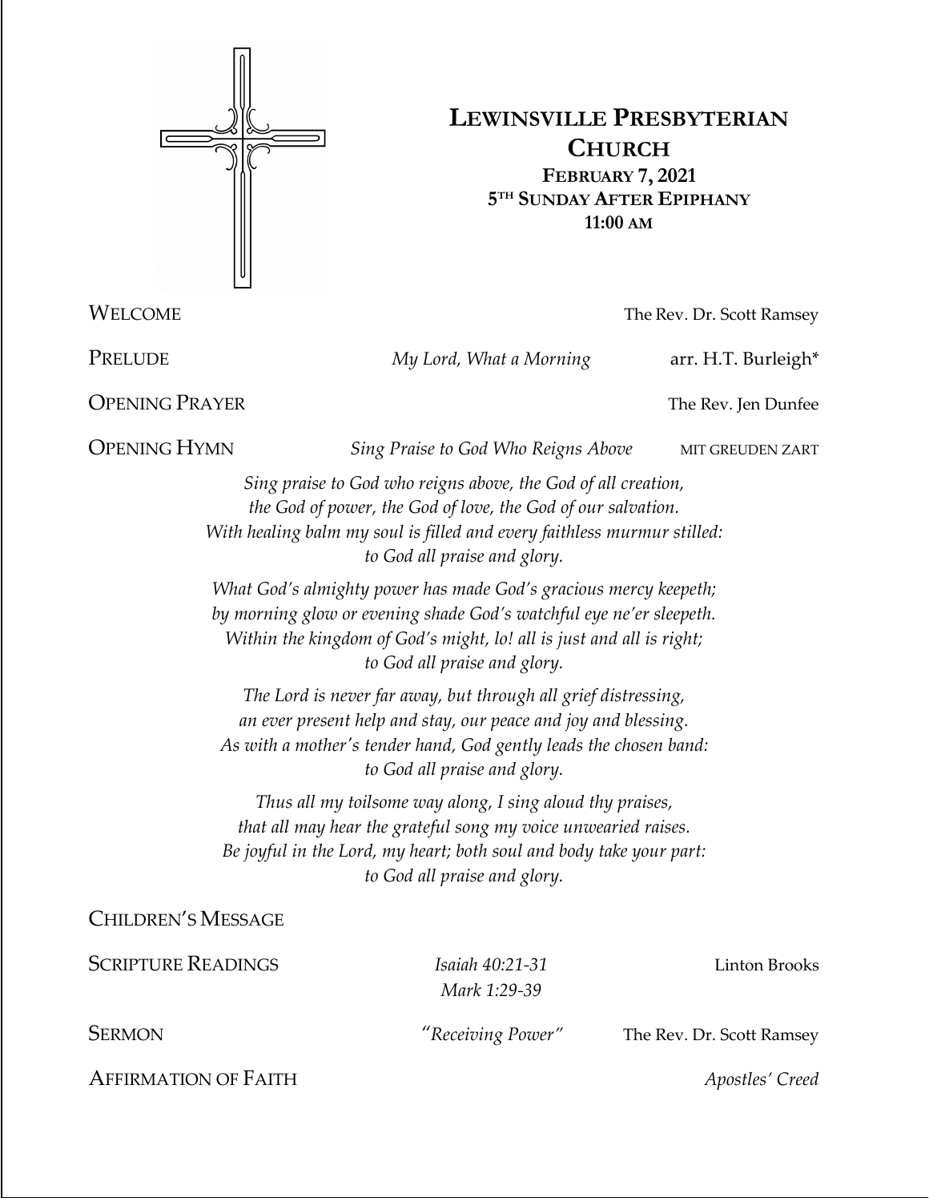# Lewinsville Presbyterian Church

**February 7, 2021**
**5th Sunday After Epiphany**
**11:00 AM**

Welcome — The Rev. Dr. Scott Ramsey

Prelude — *My Lord, What a Morning* — arr. H.T. Burleigh*

Opening Prayer — The Rev. Jen Dunfee

Opening Hymn — *Sing Praise to God Who Reigns Above* — MIT GREUDEN ZART

*Sing praise to God who reigns above, the God of all creation,*
*the God of power, the God of love, the God of our salvation.*
*With healing balm my soul is filled and every faithless murmur stilled:*
*to God all praise and glory.*

*What God's almighty power has made God's gracious mercy keepeth;*
*by morning glow or evening shade God's watchful eye ne'er sleepeth.*
*Within the kingdom of God's might, lo! all is just and all is right;*
*to God all praise and glory.*

*The Lord is never far away, but through all grief distressing,*
*an ever present help and stay, our peace and joy and blessing.*
*As with a mother's tender hand, God gently leads the chosen band:*
*to God all praise and glory.*

*Thus all my toilsome way along, I sing aloud thy praises,*
*that all may hear the grateful song my voice unwearied raises.*
*Be joyful in the Lord, my heart; both soul and body take your part:*
*to God all praise and glory.*

Children's Message

Scripture Readings — *Isaiah 40:21-31*, *Mark 1:29-39* — Linton Brooks

Sermon — *"Receiving Power"* — The Rev. Dr. Scott Ramsey

Affirmation of Faith — *Apostles' Creed*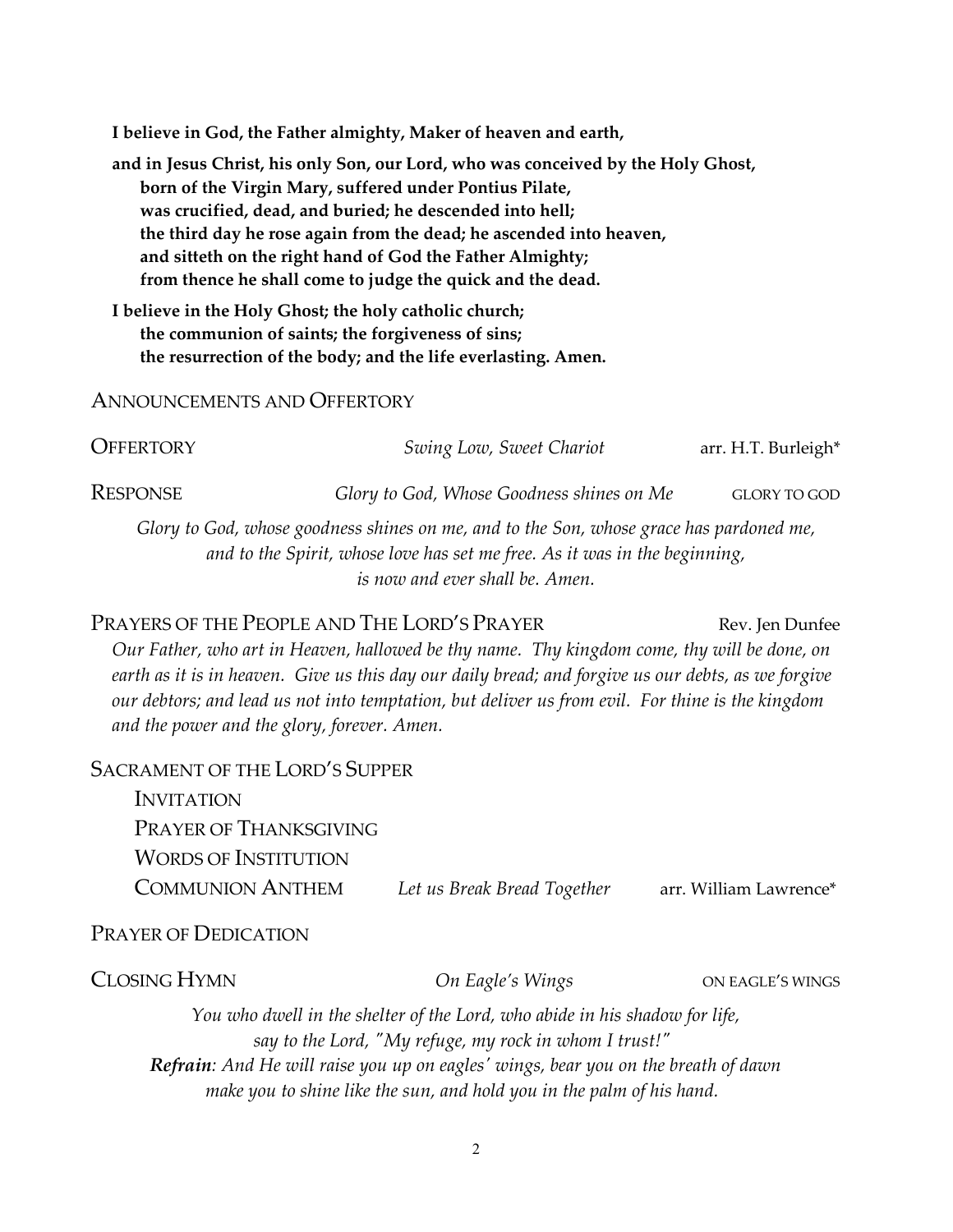**I believe in God, the Father almighty, Maker of heaven and earth,**

**and in Jesus Christ, his only Son, our Lord, who was conceived by the Holy Ghost,
born of the Virgin Mary, suffered under Pontius Pilate,
was crucified, dead, and buried; he descended into hell;
the third day he rose again from the dead; he ascended into heaven,
and sitteth on the right hand of God the Father Almighty;
from thence he shall come to judge the quick and the dead.**

**I believe in the Holy Ghost; the holy catholic church;
the communion of saints; the forgiveness of sins;
the resurrection of the body; and the life everlasting. Amen.**

ANNOUNCEMENTS AND OFFERTORY

OFFERTORY *Swing Low, Sweet Chariot* arr. H.T. Burleigh*

RESPONSE *Glory to God, Whose Goodness shines on Me* GLORY TO GOD

*Glory to God, whose goodness shines on me, and to the Son, whose grace has pardoned me,
and to the Spirit, whose love has set me free. As it was in the beginning,
is now and ever shall be. Amen.*

PRAYERS OF THE PEOPLE AND THE LORD'S PRAYER Rev. Jen Dunfee

*Our Father, who art in Heaven, hallowed be thy name. Thy kingdom come, thy will be done, on earth as it is in heaven. Give us this day our daily bread; and forgive us our debts, as we forgive our debtors; and lead us not into temptation, but deliver us from evil. For thine is the kingdom and the power and the glory, forever. Amen.*

SACRAMENT OF THE LORD'S SUPPER

INVITATION

PRAYER OF THANKSGIVING

WORDS OF INSTITUTION

COMMUNION ANTHEM *Let us Break Bread Together* arr. William Lawrence*

PRAYER OF DEDICATION

CLOSING HYMN *On Eagle's Wings* ON EAGLE'S WINGS

*You who dwell in the shelter of the Lord, who abide in his shadow for life,
say to the Lord, "My refuge, my rock in whom I trust!"*
***Refrain**: And He will raise you up on eagles' wings, bear you on the breath of dawn
make you to shine like the sun, and hold you in the palm of his hand.*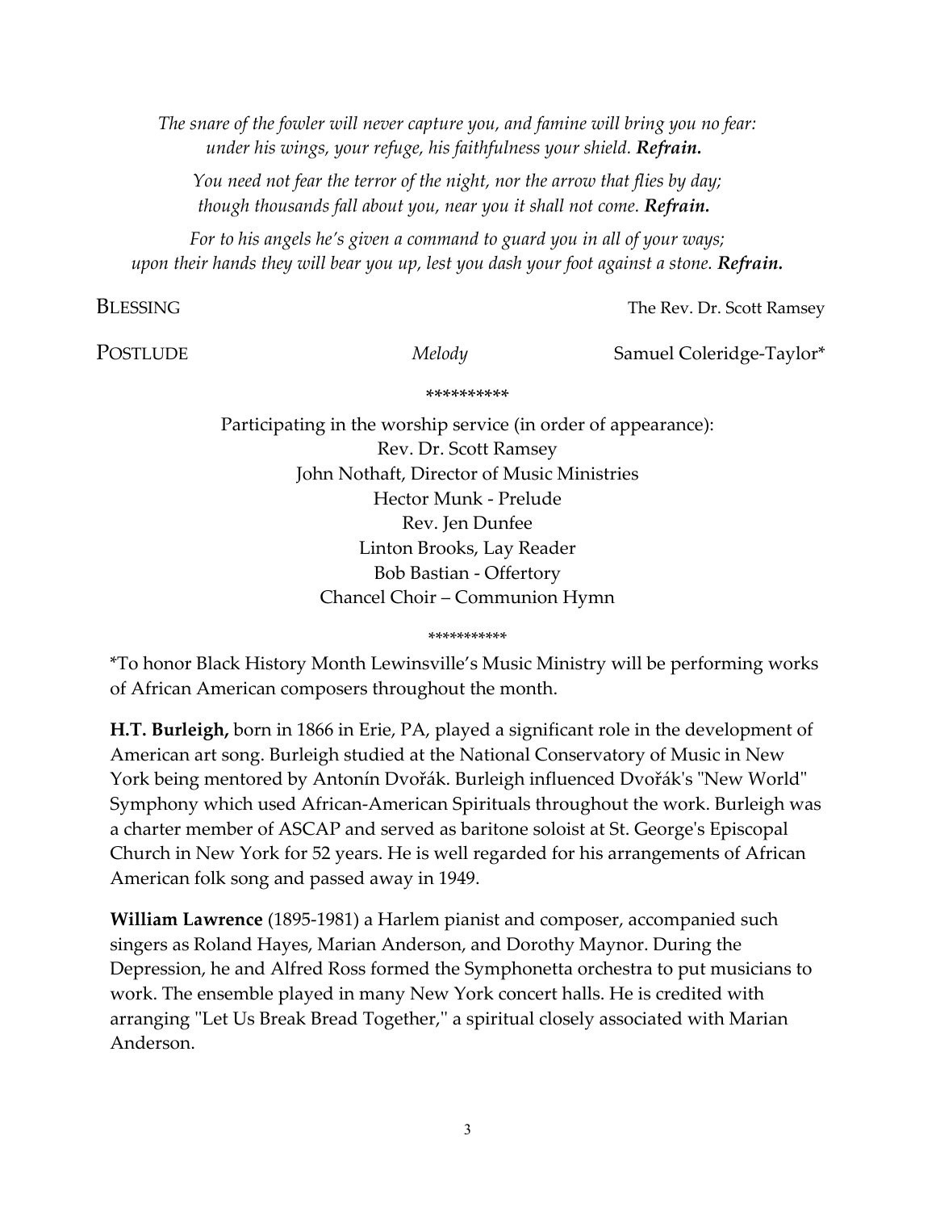*The snare of the fowler will never capture you, and famine will bring you no fear: under his wings, your refuge, his faithfulness your shield.* ***Refrain.***

*You need not fear the terror of the night, nor the arrow that flies by day; though thousands fall about you, near you it shall not come.* ***Refrain.***

*For to his angels he's given a command to guard you in all of your ways; upon their hands they will bear you up, lest you dash your foot against a stone.* ***Refrain.***

BLESSING — The Rev. Dr. Scott Ramsey

POSTLUDE — *Melody* — Samuel Coleridge-Taylor*

**********

Participating in the worship service (in order of appearance):
Rev. Dr. Scott Ramsey
John Nothaft, Director of Music Ministries
Hector Munk - Prelude
Rev. Jen Dunfee
Linton Brooks, Lay Reader
Bob Bastian - Offertory
Chancel Choir – Communion Hymn

**********

*To honor Black History Month Lewinsville's Music Ministry will be performing works of African American composers throughout the month.

**H.T. Burleigh,** born in 1866 in Erie, PA, played a significant role in the development of American art song. Burleigh studied at the National Conservatory of Music in New York being mentored by Antonín Dvořák. Burleigh influenced Dvořák's "New World" Symphony which used African-American Spirituals throughout the work. Burleigh was a charter member of ASCAP and served as baritone soloist at St. George's Episcopal Church in New York for 52 years. He is well regarded for his arrangements of African American folk song and passed away in 1949.

**William Lawrence** (1895-1981) a Harlem pianist and composer, accompanied such singers as Roland Hayes, Marian Anderson, and Dorothy Maynor. During the Depression, he and Alfred Ross formed the Symphonetta orchestra to put musicians to work. The ensemble played in many New York concert halls. He is credited with arranging "Let Us Break Bread Together," a spiritual closely associated with Marian Anderson.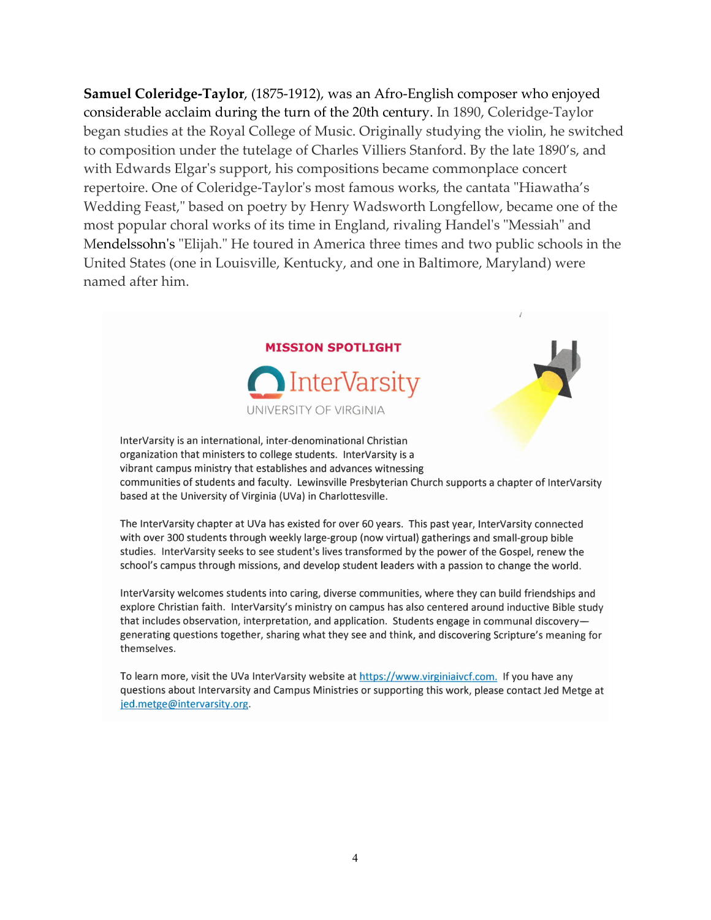**Samuel Coleridge-Taylor**, (1875-1912), was an Afro-English composer who enjoyed considerable acclaim during the turn of the 20th century. In 1890, Coleridge-Taylor began studies at the Royal College of Music. Originally studying the violin, he switched to composition under the tutelage of Charles Villiers Stanford. By the late 1890's, and with Edwards Elgar's support, his compositions became commonplace concert repertoire. One of Coleridge-Taylor's most famous works, the cantata "Hiawatha's Wedding Feast," based on poetry by Henry Wadsworth Longfellow, became one of the most popular choral works of its time in England, rivaling Handel's "Messiah" and Mendelssohn's "Elijah." He toured in America three times and two public schools in the United States (one in Louisville, Kentucky, and one in Baltimore, Maryland) were named after him.

## MISSION SPOTLIGHT

### InterVarsity

UNIVERSITY OF VIRGINIA

InterVarsity is an international, inter-denominational Christian organization that ministers to college students. InterVarsity is a vibrant campus ministry that establishes and advances witnessing communities of students and faculty. Lewinsville Presbyterian Church supports a chapter of InterVarsity based at the University of Virginia (UVa) in Charlottesville.

The InterVarsity chapter at UVa has existed for over 60 years. This past year, InterVarsity connected with over 300 students through weekly large-group (now virtual) gatherings and small-group bible studies. InterVarsity seeks to see student's lives transformed by the power of the Gospel, renew the school's campus through missions, and develop student leaders with a passion to change the world.

InterVarsity welcomes students into caring, diverse communities, where they can build friendships and explore Christian faith. InterVarsity's ministry on campus has also centered around inductive Bible study that includes observation, interpretation, and application. Students engage in communal discovery—generating questions together, sharing what they see and think, and discovering Scripture's meaning for themselves.

To learn more, visit the UVa InterVarsity website at https://www.virginiaivcf.com. If you have any questions about Intervarsity and Campus Ministries or supporting this work, please contact Jed Metge at jed.metge@intervarsity.org.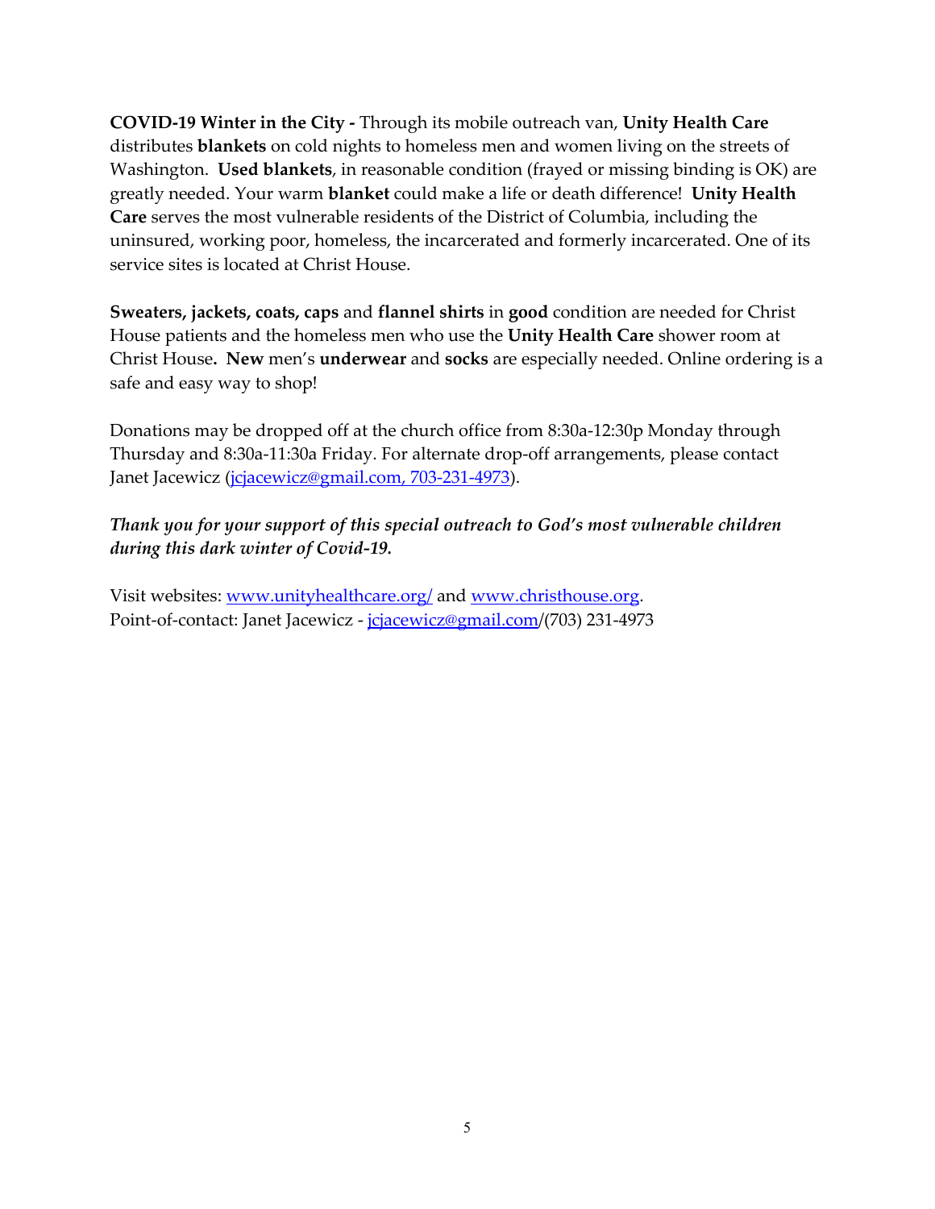**COVID-19 Winter in the City -** Through its mobile outreach van, **Unity Health Care** distributes **blankets** on cold nights to homeless men and women living on the streets of Washington. **Used blankets**, in reasonable condition (frayed or missing binding is OK) are greatly needed. Your warm **blanket** could make a life or death difference! **Unity Health Care** serves the most vulnerable residents of the District of Columbia, including the uninsured, working poor, homeless, the incarcerated and formerly incarcerated. One of its service sites is located at Christ House.

**Sweaters, jackets, coats, caps** and **flannel shirts** in **good** condition are needed for Christ House patients and the homeless men who use the **Unity Health Care** shower room at Christ House**. New** men's **underwear** and **socks** are especially needed. Online ordering is a safe and easy way to shop!

Donations may be dropped off at the church office from 8:30a-12:30p Monday through Thursday and 8:30a-11:30a Friday. For alternate drop-off arrangements, please contact Janet Jacewicz (jcjacewicz@gmail.com, 703-231-4973).

***Thank you for your support of this special outreach to God's most vulnerable children during this dark winter of Covid-19.***

Visit websites: www.unityhealthcare.org/ and www.christhouse.org.
Point-of-contact: Janet Jacewicz - jcjacewicz@gmail.com/(703) 231-4973